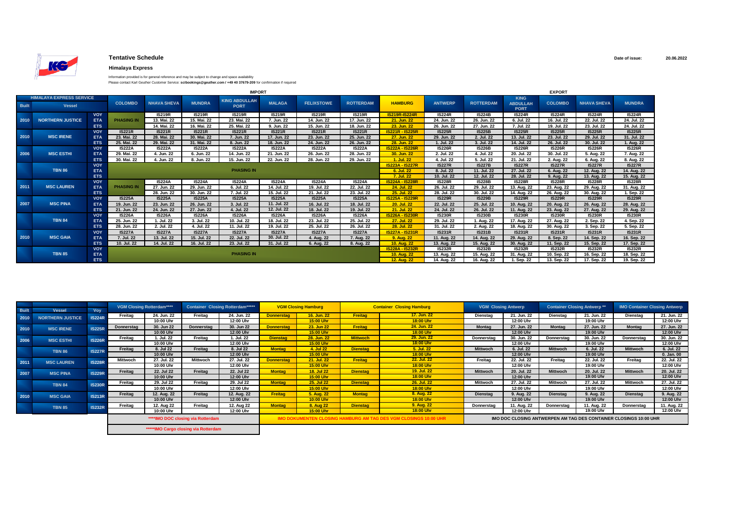# Tentative Schedule

**Date of issue:** 20.06.2022

## Himalaya Express

Information provided is for general reference and may be subject to change and space availability

Please contact Karl Geuther Customer Service: **scibookings@geuther.com / +49 40 37679-209** for confirmation if required

| HIMALAYA EXPRESS SERVICE | | | IMPORT | | | | | | | | EXPORT | | | | | |
|---|---|---|---|---|---|---|---|---|---|---|---|---|---|---|---|---|
| Built | Vessel | | COLOMBO | NHAVA SHEVA | MUNDRA | KING ABDULLAH PORT | MALAGA | FELIXSTOWE | ROTTERDAM | HAMBURG | ANTWERP | ROTTERDAM | KING ABDULLAH PORT | COLOMBO | NHAVA SHEVA | MUNDRA |
| 2010 | NORTHERN JUSTICE | VOY | PHASING IN | IS219R | IS219R | IS219R | IS219R | IS219R | IS219R | IS219R-IS224R | IS224R | IS224B | IS224R | IS224R | IS224R | IS224R |
| | | ETA | | 13. Mai. 22 | 15. Mai. 22 | 23. Mai. 22 | 7. Jun. 22 | 14. Jun. 22 | 17. Jun. 22 | 21. Jun. 22 | 24. Jun. 22 | 26. Jun. 22 | 6. Jul. 22 | 16. Jul. 22 | 22. Jul. 22 | 24. Jul. 22 |
| | | ETS | | 14. Mai. 22 | 16. Mai. 22 | 25. Mai. 22 | 9. Jun. 22 | 15. Jun. 22 | 18. Jun. 22 | 23. Jun. 22 | 26. Jun. 22 | 27. Jun. 22 | 7. Jul. 22 | 19. Jul. 22 | 23. Jul. 22 | 24. Jul. 22 |
| 2010 | MSC IRENE | VOY | IS221R | IS221R | IS221R | IS221R | IS221R | IS221R | IS221R | IS221R - IS225R | IS225R | IS225B | IS225R | IS225R | IS225R | IS225R |
| | | ETA | 23. Mai. 22 | 28. Mai. 22 | 30. Mai. 22 | 7. Jun. 22 | 17. Jun. 22 | 23. Jun. 22 | 25. Jun. 22 | 27. Jun. 22 | 29. Jun. 22 | 2. Jul. 22 | 13. Jul. 22 | 23. Jul. 22 | 29. Jul. 22 | 31. Jul. 22 |
| | | ETS | 25. Mai. 22 | 29. Mai. 22 | 31. Mai. 22 | 8. Jun. 22 | 18. Jun. 22 | 24. Jun. 22 | 26. Jun. 22 | 28. Jun. 22 | 1. Jul. 22 | 3. Jul. 22 | 14. Jul. 22 | 26. Jul. 22 | 30. Jul. 22 | 1. Aug. 22 |
| 2006 | MSC ESTHI | VOY | IS222A | IS222A | IS222A | IS222A | IS222A | IS222A | IS222A | IS222A - IS226R | IS226R | IS226B | IS226R | IS226R | IS226R | IS226R |
| | | ETA | 29. Mai. 22 | 4. Jun. 22 | 6. Jun. 22 | 14. Jun. 22 | 21. Jun. 22 | 26. Jun. 22 | 28. Jun. 22 | 30. Jun. 22 | 2. Jul. 22 | 4. Jul. 22 | 20. Jul. 22 | 30. Jul. 22 | 5. Aug. 22 | 7. Aug. 22 |
| | | ETS | 30. Mai. 22 | 4. Jun. 22 | 8. Jun. 22 | 15. Jun. 22 | 22. Jun. 22 | 28. Jun. 22 | 29. Jun. 22 | 1. Jul. 22 | 4. Jul. 22 | 5. Jul. 22 | 21. Jul. 22 | 2. Aug. 22 | 6. Aug. 22 | 8. Aug. 22 |
| | TBN 86 | VOY | PHASING IN | | | | | | | IS223A - IS227R | IS227R | IS227B | IS227R | IS227R | IS227R | IS227R |
| | | ETA | | | | | | | | 6. Jul. 22 | 8. Jul. 22 | 11. Jul. 22 | 27. Jul. 22 | 6. Aug. 22 | 12. Aug. 22 | 14. Aug. 22 |
| | | ETS | | | | | | | | 7. Jul. 22 | 10. Jul. 22 | 12. Jul. 22 | 28. Jul. 22 | 9. Aug. 22 | 13. Aug. 22 | 15. Aug. 22 |
| 2011 | MSC LAUREN | VOY | PHASING IN | IS224A | IS224A | IS224A | IS224A | IS224A | IS224A | IS224A - IS228R | IS228R | IS228B | IS228R | IS228R | IS228R | IS228R |
| | | ETA | | 27. Jun. 22 | 29. Jun. 22 | 6. Jul. 22 | 14. Jul. 22 | 19. Jul. 22 | 22. Jul. 22 | 24. Jul. 22 | 26. Jul. 22 | 29. Jul. 22 | 13. Aug. 22 | 23. Aug. 22 | 29. Aug. 22 | 31. Aug. 22 |
| | | ETS | | 28. Jun. 22 | 30. Jun. 22 | 7. Jul. 22 | 15. Jul. 22 | 21. Jul. 22 | 23. Jul. 22 | 25. Jul. 22 | 28. Jul. 22 | 30. Jul. 22 | 14. Aug. 22 | 26. Aug. 22 | 30. Aug. 22 | 1. Sep. 22 |
| 2007 | MSC PINA | VOY | IS225A | IS225A | IS225A | IS225A | IS225A | IS225A | IS225A | IS225A - IS229R | IS229R | IS229B | IS229R | IS229R | IS229R | IS229R |
| | | ETA | 19. Jun. 22 | 23. Jun. 22 | 26. Jun. 22 | 3. Jul. 22 | 11. Jul. 22 | 16. Jul. 22 | 18. Jul. 22 | 20. Jul. 22 | 22. Jul. 22 | 25. Jul. 22 | 10. Aug. 22 | 20. Aug. 22 | 26. Aug. 22 | 28. Aug. 22 |
| | | ETS | 21. Jun. 22 | 24. Jun. 22 | 27. Jun. 22 | 4. Jul. 22 | 12. Jul. 22 | 18. Jul. 22 | 19. Jul. 22 | 21. Jul. 22 | 24. Jul. 22 | 26. Jul. 22 | 11. Aug. 22 | 23. Aug. 22 | 27. Aug. 22 | 29. Aug. 22 |
| | TBN 84 | VOY | IS226A | IS226A | IS226A | IS226A | IS226A | IS226A | IS226A | IS226A - IS230R | IS230R | IS230B | IS230R | IS230R | IS230R | IS230R |
| | | ETA | 25. Jun. 22 | 1. Jul. 22 | 3. Jul. 22 | 10. Jul. 22 | 18. Jul. 22 | 23. Jul. 22 | 25. Jul. 22 | 27. Jul. 22 | 29. Jul. 22 | 1. Aug. 22 | 17. Aug. 22 | 27. Aug. 22 | 2. Sep. 22 | 4. Sep. 22 |
| | | ETS | 28. Jun. 22 | 2. Jul. 22 | 4. Jul. 22 | 11. Jul. 22 | 19. Jul. 22 | 25. Jul. 22 | 26. Jul. 22 | 28. Jul. 22 | 31. Jul. 22 | 2. Aug. 22 | 18. Aug. 22 | 30. Aug. 22 | 3. Sep. 22 | 5. Sep. 22 |
| 2010 | MSC GAIA | VOY | IS227A | IS227A | IS227A | IS227A | IS227A | IS227A | IS227A | IS227A - IS231R | IS231R | IS231B | IS231R | IS231R | IS231R | IS231R |
| | | ETA | 7. Jul. 22 | 13. Jul. 22 | 15. Jul. 22 | 22. Jul. 22 | 30. Jul. 22 | 4. Aug. 22 | 7. Aug. 22 | 9. Aug. 22 | 11. Aug. 22 | 14. Aug. 22 | 29. Aug. 22 | 8. Sep. 22 | 14. Sep. 22 | 16. Sep. 22 |
| | | ETS | 10. Jul. 22 | 14. Jul. 22 | 16. Jul. 22 | 23. Jul. 22 | 31. Jul. 22 | 6. Aug. 22 | 8. Aug. 22 | 10. Aug. 22 | 13. Aug. 22 | 15. Aug. 22 | 30. Aug. 22 | 11. Sep. 22 | 15. Sep. 22 | 17. Sep. 22 |
| | TBN 85 | VOY | PHASING IN | | | | | | | IS228A - IS232R | IS232R | IS232B | IS232R | IS232R | IS232R | IS232R |
| | | ETA | | | | | | | | 10. Aug. 22 | 13. Aug. 22 | 15. Aug. 22 | 31. Aug. 22 | 10. Sep. 22 | 16. Sep. 22 | 18. Sep. 22 |
| | | ETS | | | | | | | | 12. Aug. 22 | 14. Aug. 22 | 16. Aug. 22 | 1. Sep. 22 | 13. Sep. 22 | 17. Sep. 22 | 19. Sep. 22 |

| Built | Vessel | Voy | VGM Closing Rotterdam**** | | Container Closing Rotterdam***** | | VGM Closing Hamburg | | Container Closing Hamburg | | VGM Closing Antwerp | | Container Closing Antwerp ** | | IMO Container Closing Antwerp | |
|---|---|---|---|---|---|---|---|---|---|---|---|---|---|---|---|---|
| 2010 | NORTHERN JUSTICE | IS224R | Freitag | 24. Jun. 22 | Freitag | 24. Jun. 22 | Donnerstag | 16. Jun. 22 | Freitag | 17. Jun. 22 | Dienstag | 21. Jun. 22 | Dienstag | 21. Jun. 22 | Dienstag | 21. Jun. 22 |
| | | | | 10:00 Uhr | | 12:00 Uhr | | 15:00 Uhr | | 18:00 Uhr | | 12:00 Uhr | | 19:00 Uhr | | 12:00 Uhr |
| 2010 | MSC IRENE | IS225R | Donnerstag | 30. Jun 22 | Donnerstag | 30. Jun 22 | Donnerstag | 23. Jun 22 | Freitag | 24. Jun. 22 | Montag | 27. Jun. 22 | Montag | 27. Jun. 22 | Montag | 27. Jun. 22 |
| | | | | 10:00 Uhr | | 12:00 Uhr | | 15:00 Uhr | | 18:00 Uhr | | 12:00 Uhr | | 19:00 Uhr | | 12:00 Uhr |
| 2006 | MSC ESTHI | IS226R | Freitag | 1. Jul. 22 | Freitag | 1. Jul. 22 | Dienstag | 28. Jun. 22 | Mittwoch | 29. Jun. 22 | Donnerstag | 30. Jun. 22 | Donnerstag | 30. Jun. 22 | Donnerstag | 30. Jun. 22 |
| | | | | 10:00 Uhr | | 12:00 Uhr | | 15:00 Uhr | | 18:00 Uhr | | 12:00 Uhr | | 19:00 Uhr | | 12:00 Uhr |
| | TBN 86 | IS227R | Freitag | 8. Jul 22 | Freitag | 8. Jul 22 | Montag | 4. Jul 22 | Dienstag | 5. Jul. 22 | Mittwoch | 6. Jul. 22 | Mittwoch | 6. Jul. 22 | Mittwoch | 6. Jul. 22 |
| | | | | 10:00 Uhr | | 12:00 Uhr | | 15:00 Uhr | | 18:00 Uhr | | 12:00 Uhr | | 19:00 Uhr | | 0. Jan. 00 |
| 2011 | MSC LAUREN | IS228R | Mittwoch | 27. Jul. 22 | Mittwoch | 27. Jul. 22 | Donnerstag | 21. Jul. 22 | Freitag | 22. Jul. 22 | Freitag | 22. Jul. 22 | Freitag | 22. Jul. 22 | Freitag | 22. Jul. 22 |
| | | | | 10:00 Uhr | | 12:00 Uhr | | 15:00 Uhr | | 18:00 Uhr | | 12:00 Uhr | | 19:00 Uhr | | 12:00 Uhr |
| 2007 | MSC PINA | IS229R | Freitag | 22. Jul 22 | Freitag | 22. Jul 22 | Montag | 18. Jul 22 | Dienstag | 19. Jul. 22 | Mittwoch | 20. Jul. 22 | Mittwoch | 20. Jul. 22 | Mittwoch | 20. Jul. 22 |
| | | | | 10:00 Uhr | | 12:00 Uhr | | 15:00 Uhr | | 18:00 Uhr | | 12:00 Uhr | | 19:00 Uhr | | 12:00 Uhr |
| | TBN 84 | IS230R | Freitag | 29. Jul 22 | Freitag | 29. Jul 22 | Montag | 25. Jul 22 | Dienstag | 26. Jul. 22 | Mittwoch | 27. Jul. 22 | Mittwoch | 27. Jul. 22 | Mittwoch | 27. Jul. 22 |
| | | | | 10:00 Uhr | | 12:00 Uhr | | 15:00 Uhr | | 18:00 Uhr | | 12:00 Uhr | | 19:00 Uhr | | 12:00 Uhr |
| 2010 | MSC GAIA | IS213R | Freitag | 12. Aug. 22 | Freitag | 12. Aug. 22 | Freitag | 5. Aug. 22 | Montag | 8. Aug. 22 | Dienstag | 9. Aug. 22 | Dienstag | 9. Aug. 22 | Dienstag | 9. Aug. 22 |
| | | | | 10:00 Uhr | | 12:00 Uhr | | 10:00 Uhr | | 18:00 Uhr | | 12:00 Uhr | | 19:00 Uhr | | 12:00 Uhr |
| | TBN 85 | IS232R | Freitag | 12. Aug 22 | Freitag | 12. Aug 22 | Montag | 8. Aug 22 | Dienstag | 9. Aug. 22 | Donnerstag | 11. Aug. 22 | Donnerstag | 11. Aug. 22 | Donnerstag | 11. Aug. 22 |
| | | | | 10:00 Uhr | | 12:00 Uhr | | 15:00 Uhr | | 18:00 Uhr | | 12:00 Uhr | | 19:00 Uhr | | 12:00 Uhr |

****IMO DOC closing via Rotterdam

*****IMO Cargo closing via Rotterdam

IMO DOKUMENTEN CLOSING HAMBURG AM TAG DES VGM CLOSINGS 10:00 UHR

IMO DOC CLOSING ANTWERPEN AM TAG DES CONTAINER CLOSINGS 10:00 UHR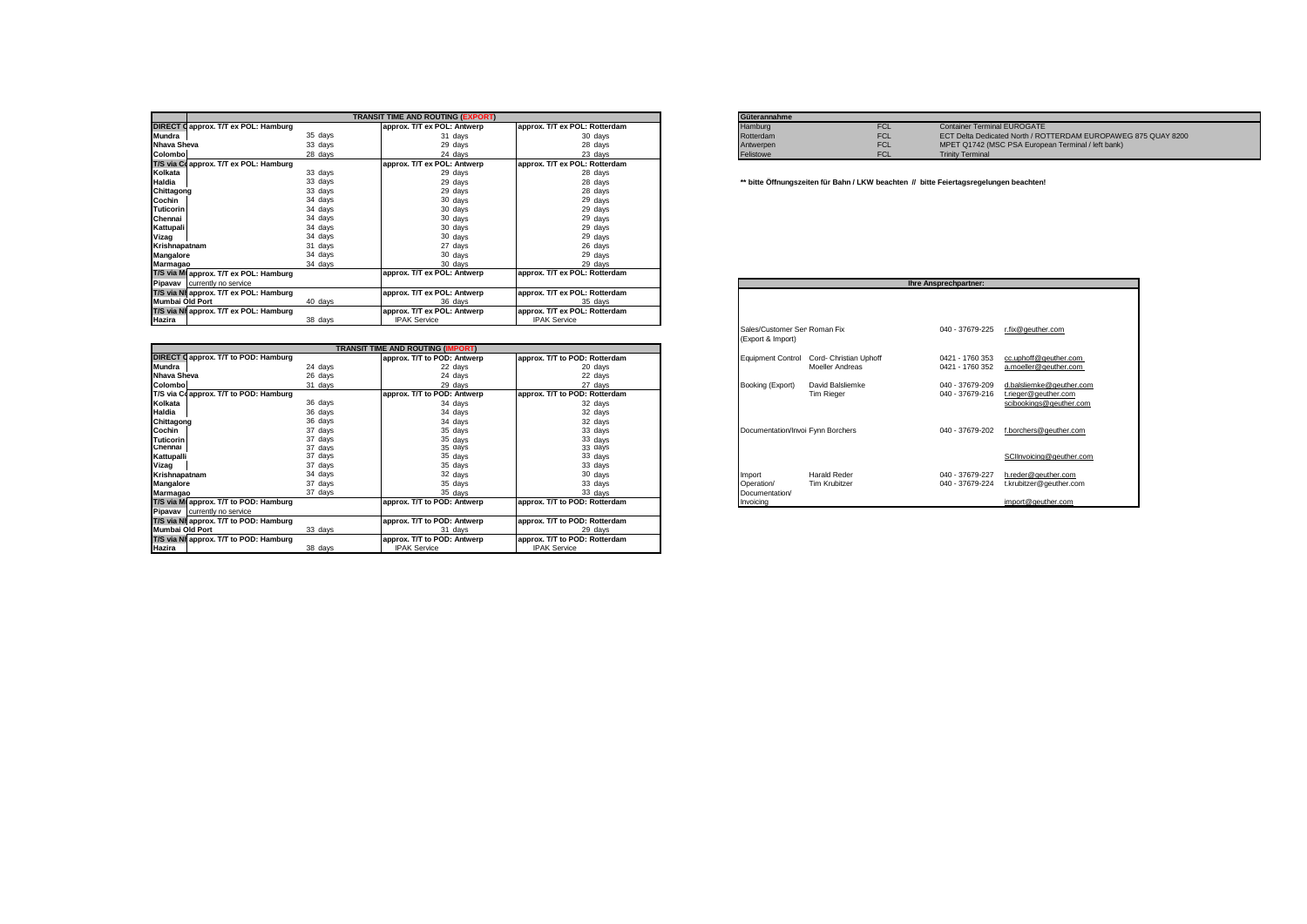| TRANSIT TIME AND ROUTING (EXPORT) | | | |
|---|---|---|---|
| DIRECT C | approx. T/T ex POL: Hamburg | approx. T/T ex POL: Antwerp | approx. T/T ex POL: Rotterdam |
| Mundra | 35 days | 31 days | 30 days |
| Nhava Sheva | 33 days | 29 days | 28 days |
| Colombo | 28 days | 24 days | 23 days |
| T/S via Co | approx. T/T ex POL: Hamburg | approx. T/T ex POL: Antwerp | approx. T/T ex POL: Rotterdam |
| Kolkata | 33 days | 29 days | 28 days |
| Haldia | 33 days | 29 days | 28 days |
| Chittagong | 33 days | 29 days | 28 days |
| Cochin | 34 days | 30 days | 29 days |
| Tuticorin | 34 days | 30 days | 29 days |
| Chennai | 34 days | 30 days | 29 days |
| Kattupali | 34 days | 30 days | 29 days |
| Vizag | 34 days | 30 days | 29 days |
| Krishnapatnam | 31 days | 27 days | 26 days |
| Mangalore | 34 days | 30 days | 29 days |
| Marmagao | 34 days | 30 days | 29 days |
| T/S via Mu | approx. T/T ex POL: Hamburg | approx. T/T ex POL: Antwerp | approx. T/T ex POL: Rotterdam |
| Pipavav | currently no service | | |
| T/S via Nh | approx. T/T ex POL: Hamburg | approx. T/T ex POL: Antwerp | approx. T/T ex POL: Rotterdam |
| Mumbai Old Port | 40 days | 36 days | 35 days |
| T/S via Nh | approx. T/T ex POL: Hamburg | approx. T/T ex POL: Antwerp | approx. T/T ex POL: Rotterdam |
| Hazira | 38 days | IPAK Service | IPAK Service |

| TRANSIT TIME AND ROUTING (IMPORT) | | | |
|---|---|---|---|
| DIRECT C | approx. T/T to POD: Hamburg | approx. T/T to POD: Antwerp | approx. T/T to POD: Rotterdam |
| Mundra | 24 days | 22 days | 20 days |
| Nhava Sheva | 26 days | 24 days | 22 days |
| Colombo | 31 days | 29 days | 27 days |
| T/S via Co | approx. T/T to POD: Hamburg | approx. T/T to POD: Antwerp | approx. T/T to POD: Rotterdam |
| Kolkata | 36 days | 34 days | 32 days |
| Haldia | 36 days | 34 days | 32 days |
| Chittagong | 36 days | 34 days | 32 days |
| Cochin | 37 days | 35 days | 33 days |
| Tuticorin | 37 days | 35 days | 33 days |
| Chennai | 37 days | 35 days | 33 days |
| Kattupalli | 37 days | 35 days | 33 days |
| Vizag | 37 days | 35 days | 33 days |
| Krishnapatnam | 34 days | 32 days | 30 days |
| Mangalore | 37 days | 35 days | 33 days |
| Marmagao | 37 days | 35 days | 33 days |
| T/S via Mu | approx. T/T to POD: Hamburg | approx. T/T to POD: Antwerp | approx. T/T to POD: Rotterdam |
| Pipavav | currently no service | | |
| T/S via Nh | approx. T/T to POD: Hamburg | approx. T/T to POD: Antwerp | approx. T/T to POD: Rotterdam |
| Mumbai Old Port | 33 days | 31 days | 29 days |
| T/S via Nh | approx. T/T to POD: Hamburg | approx. T/T to POD: Antwerp | approx. T/T to POD: Rotterdam |
| Hazira | 38 days | IPAK Service | IPAK Service |

| Güterannahme | | |
|---|---|---|
| Hamburg | FCL | Container Terminal EUROGATE |
| Rotterdam | FCL | ECT Delta Dedicated North / ROTTERDAM EUROPAWEG 875 QUAY 8200 |
| Antwerpen | FCL | MPET Q1742 (MSC PSA European Terminal / left bank) |
| Felistowe | FCL | Trinity Terminal |

**\*\* bitte Öffnungszeiten für Bahn / LKW beachten // bitte Feiertagsregelungen beachten!**

| Ihre Ansprechpartner: | | | |
|---|---|---|---|
| Sales/Customer Ser (Export & Import) | Roman Fix | 040 - 37679-225 | r.fix@geuther.com |
| Equipment Control | Cord- Christian Uphoff | 0421 - 1760 353 | cc.uphoff@geuther.com |
| | Moeller Andreas | 0421 - 1760 352 | a.moeller@geuther.com |
| Booking (Export) | David Balsliemke | 040 - 37679-209 | d.balsliemke@geuther.com |
| | Tim Rieger | 040 - 37679-216 | t.rieger@geuther.com |
| | | | scibookings@geuther.com |
| Documentation/Invoi | Fynn Borchers | 040 - 37679-202 | f.borchers@geuther.com |
| | | | SCIInvoicing@geuther.com |
| Import | Harald Reder | 040 - 37679-227 | h.reder@geuther.com |
| Operation/ | Tim Krubitzer | 040 - 37679-224 | t.krubitzer@geuther.com |
| Documentation/ | | | |
| Invoicing | | | import@geuther.com |